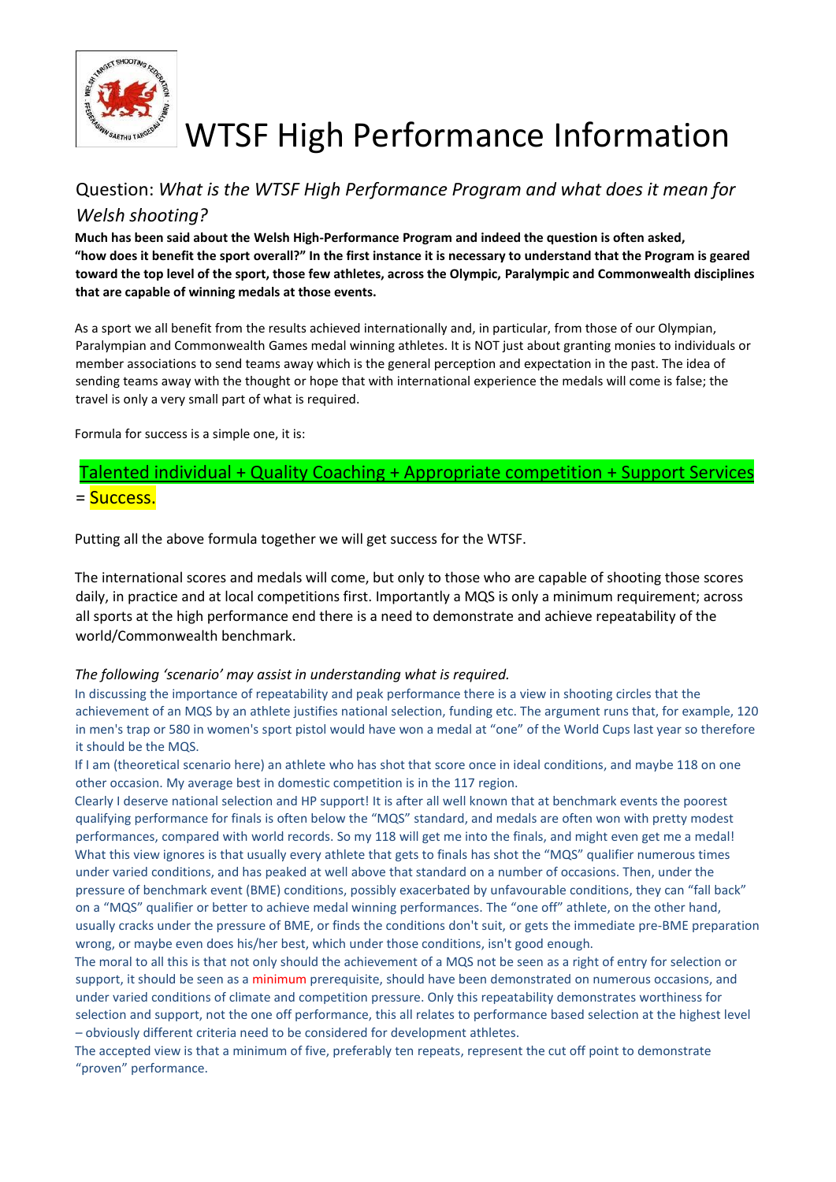# WTSF High Performance Information

## Question: *What is the WTSF High Performance Program and what does it mean for Welsh shooting?*

**Much has been said about the Welsh High-Performance Program and indeed the question is often asked, "how does it benefit the sport overall?" In the first instance it is necessary to understand that the Program is geared toward the top level of the sport, those few athletes, across the Olympic, Paralympic and Commonwealth disciplines that are capable of winning medals at those events.**

As a sport we all benefit from the results achieved internationally and, in particular, from those of our Olympian, Paralympian and Commonwealth Games medal winning athletes. It is NOT just about granting monies to individuals or member associations to send teams away which is the general perception and expectation in the past. The idea of sending teams away with the thought or hope that with international experience the medals will come is false; the travel is only a very small part of what is required.

Formula for success is a simple one, it is:

Talented individual + Quality Coaching + Appropriate competition + Support Services = Success.

Putting all the above formula together we will get success for the WTSF.

The international scores and medals will come, but only to those who are capable of shooting those scores daily, in practice and at local competitions first. Importantly a MQS is only a minimum requirement; across all sports at the high performance end there is a need to demonstrate and achieve repeatability of the world/Commonwealth benchmark.

*The following 'scenario' may assist in understanding what is required.*

In discussing the importance of repeatability and peak performance there is a view in shooting circles that the achievement of an MQS by an athlete justifies national selection, funding etc. The argument runs that, for example, 120 in men's trap or 580 in women's sport pistol would have won a medal at "one" of the World Cups last year so therefore it should be the MQS.

If I am (theoretical scenario here) an athlete who has shot that score once in ideal conditions, and maybe 118 on one other occasion. My average best in domestic competition is in the 117 region.

Clearly I deserve national selection and HP support! It is after all well known that at benchmark events the poorest qualifying performance for finals is often below the "MQS" standard, and medals are often won with pretty modest performances, compared with world records. So my 118 will get me into the finals, and might even get me a medal!

What this view ignores is that usually every athlete that gets to finals has shot the "MQS" qualifier numerous times under varied conditions, and has peaked at well above that standard on a number of occasions. Then, under the pressure of benchmark event (BME) conditions, possibly exacerbated by unfavourable conditions, they can "fall back" on a "MQS" qualifier or better to achieve medal winning performances. The "one off" athlete, on the other hand, usually cracks under the pressure of BME, or finds the conditions don't suit, or gets the immediate pre-BME preparation wrong, or maybe even does his/her best, which under those conditions, isn't good enough.

The moral to all this is that not only should the achievement of a MQS not be seen as a right of entry for selection or support, it should be seen as a minimum prerequisite, should have been demonstrated on numerous occasions, and under varied conditions of climate and competition pressure. Only this repeatability demonstrates worthiness for selection and support, not the one off performance, this all relates to performance based selection at the highest level – obviously different criteria need to be considered for development athletes.

The accepted view is that a minimum of five, preferably ten repeats, represent the cut off point to demonstrate "proven" performance.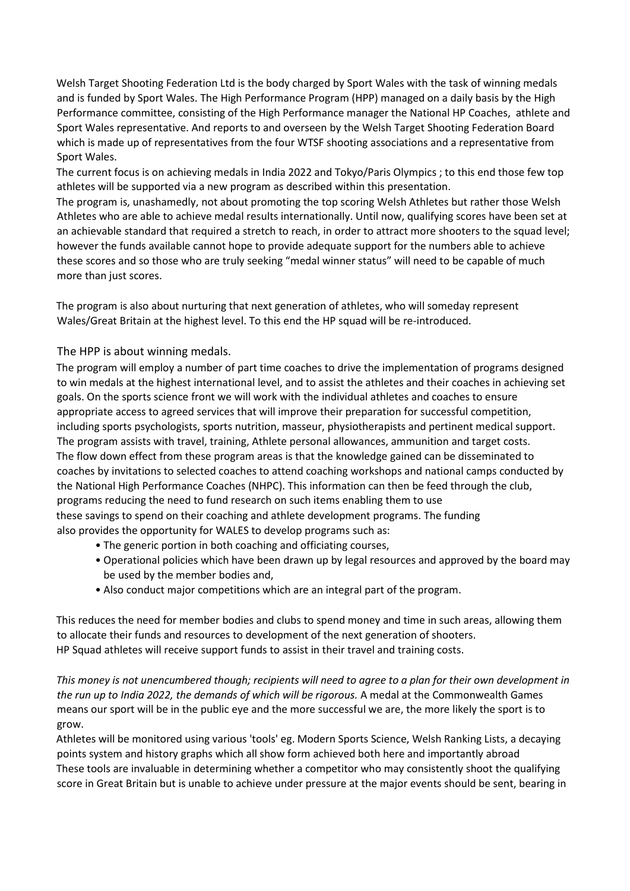Welsh Target Shooting Federation Ltd is the body charged by Sport Wales with the task of winning medals and is funded by Sport Wales. The High Performance Program (HPP) managed on a daily basis by the High Performance committee, consisting of the High Performance manager the National HP Coaches, athlete and Sport Wales representative. And reports to and overseen by the Welsh Target Shooting Federation Board which is made up of representatives from the four WTSF shooting associations and a representative from Sport Wales.

The current focus is on achieving medals in India 2022 and Tokyo/Paris Olympics ; to this end those few top athletes will be supported via a new program as described within this presentation.

The program is, unashamedly, not about promoting the top scoring Welsh Athletes but rather those Welsh Athletes who are able to achieve medal results internationally. Until now, qualifying scores have been set at an achievable standard that required a stretch to reach, in order to attract more shooters to the squad level; however the funds available cannot hope to provide adequate support for the numbers able to achieve these scores and so those who are truly seeking "medal winner status" will need to be capable of much more than just scores.

The program is also about nurturing that next generation of athletes, who will someday represent Wales/Great Britain at the highest level. To this end the HP squad will be re-introduced.

## The HPP is about winning medals.

The program will employ a number of part time coaches to drive the implementation of programs designed to win medals at the highest international level, and to assist the athletes and their coaches in achieving set goals. On the sports science front we will work with the individual athletes and coaches to ensure appropriate access to agreed services that will improve their preparation for successful competition, including sports psychologists, sports nutrition, masseur, physiotherapists and pertinent medical support. The program assists with travel, training, Athlete personal allowances, ammunition and target costs. The flow down effect from these program areas is that the knowledge gained can be disseminated to coaches by invitations to selected coaches to attend coaching workshops and national camps conducted by the National High Performance Coaches (NHPC). This information can then be feed through the club, programs reducing the need to fund research on such items enabling them to use these savings to spend on their coaching and athlete development programs. The funding also provides the opportunity for WALES to develop programs such as:

- The generic portion in both coaching and officiating courses,
- Operational policies which have been drawn up by legal resources and approved by the board may be used by the member bodies and,
- Also conduct major competitions which are an integral part of the program.

This reduces the need for member bodies and clubs to spend money and time in such areas, allowing them to allocate their funds and resources to development of the next generation of shooters.

HP Squad athletes will receive support funds to assist in their travel and training costs.

*This money is not unencumbered though; recipients will need to agree to a plan for their own development in the run up to India 2022, the demands of which will be rigorous.* A medal at the Commonwealth Games means our sport will be in the public eye and the more successful we are, the more likely the sport is to grow.

Athletes will be monitored using various 'tools' eg. Modern Sports Science, Welsh Ranking Lists, a decaying points system and history graphs which all show form achieved both here and importantly abroad

These tools are invaluable in determining whether a competitor who may consistently shoot the qualifying score in Great Britain but is unable to achieve under pressure at the major events should be sent, bearing in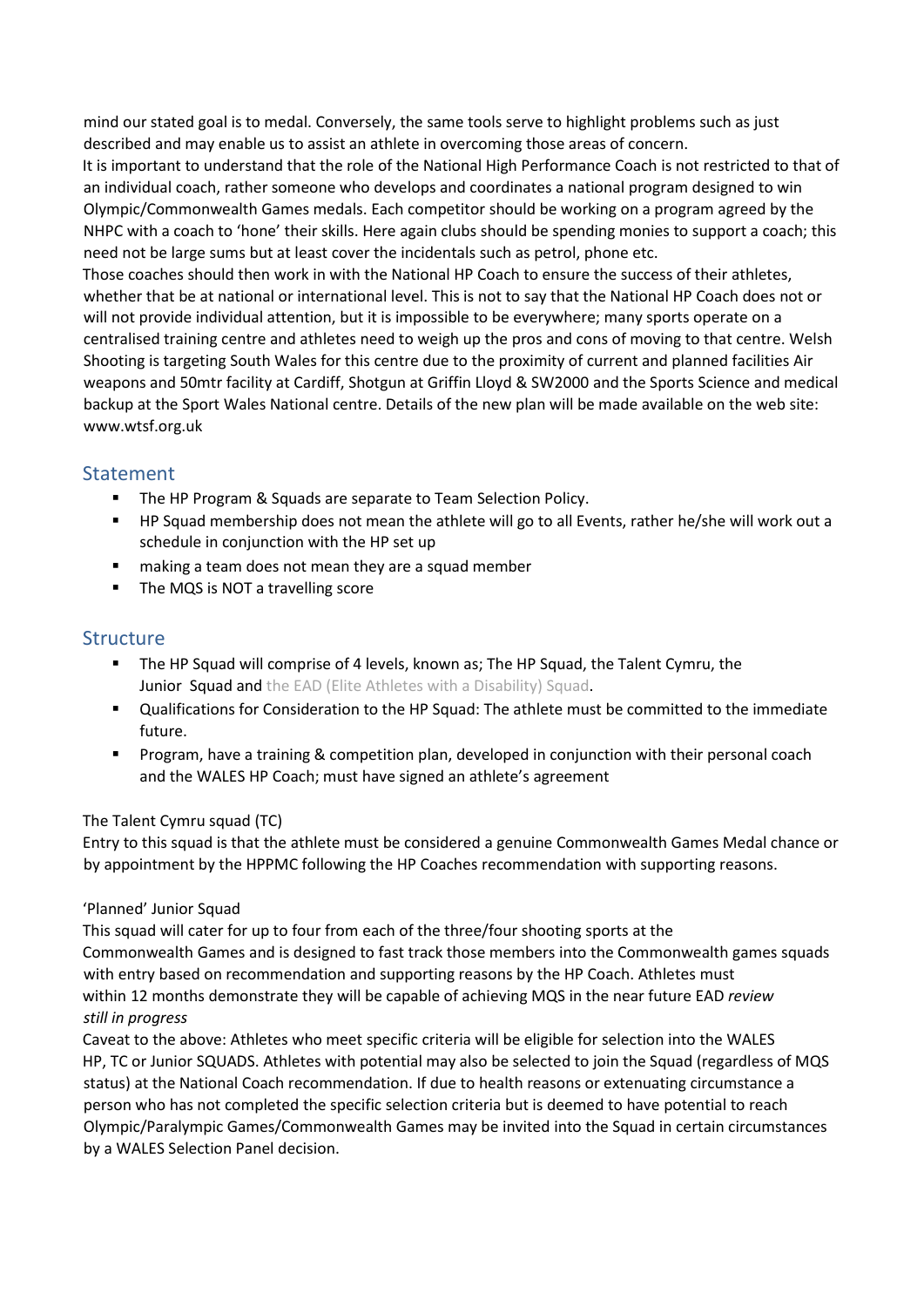mind our stated goal is to medal. Conversely, the same tools serve to highlight problems such as just described and may enable us to assist an athlete in overcoming those areas of concern.

It is important to understand that the role of the National High Performance Coach is not restricted to that of an individual coach, rather someone who develops and coordinates a national program designed to win Olympic/Commonwealth Games medals. Each competitor should be working on a program agreed by the NHPC with a coach to 'hone' their skills. Here again clubs should be spending monies to support a coach; this need not be large sums but at least cover the incidentals such as petrol, phone etc.

Those coaches should then work in with the National HP Coach to ensure the success of their athletes, whether that be at national or international level. This is not to say that the National HP Coach does not or will not provide individual attention, but it is impossible to be everywhere; many sports operate on a centralised training centre and athletes need to weigh up the pros and cons of moving to that centre. Welsh Shooting is targeting South Wales for this centre due to the proximity of current and planned facilities Air weapons and 50mtr facility at Cardiff, Shotgun at Griffin Lloyd & SW2000 and the Sports Science and medical backup at the Sport Wales National centre. Details of the new plan will be made available on the web site: www.wtsf.org.uk

## Statement

- The HP Program & Squads are separate to Team Selection Policy.
- HP Squad membership does not mean the athlete will go to all Events, rather he/she will work out a schedule in conjunction with the HP set up
- making a team does not mean they are a squad member
- The MQS is NOT a travelling score

## Structure

- The HP Squad will comprise of 4 levels, known as; The HP Squad, the Talent Cymru, the Junior Squad and the EAD (Elite Athletes with a Disability) Squad.
- Qualifications for Consideration to the HP Squad: The athlete must be committed to the immediate future.
- Program, have a training & competition plan, developed in conjunction with their personal coach and the WALES HP Coach; must have signed an athlete's agreement

The Talent Cymru squad (TC)

Entry to this squad is that the athlete must be considered a genuine Commonwealth Games Medal chance or by appointment by the HPPMC following the HP Coaches recommendation with supporting reasons.

'Planned' Junior Squad

This squad will cater for up to four from each of the three/four shooting sports at the Commonwealth Games and is designed to fast track those members into the Commonwealth games squads with entry based on recommendation and supporting reasons by the HP Coach. Athletes must within 12 months demonstrate they will be capable of achieving MQS in the near future EAD *review still in progress*

Caveat to the above: Athletes who meet specific criteria will be eligible for selection into the WALES HP, TC or Junior SQUADS. Athletes with potential may also be selected to join the Squad (regardless of MQS status) at the National Coach recommendation. If due to health reasons or extenuating circumstance a person who has not completed the specific selection criteria but is deemed to have potential to reach Olympic/Paralympic Games/Commonwealth Games may be invited into the Squad in certain circumstances by a WALES Selection Panel decision.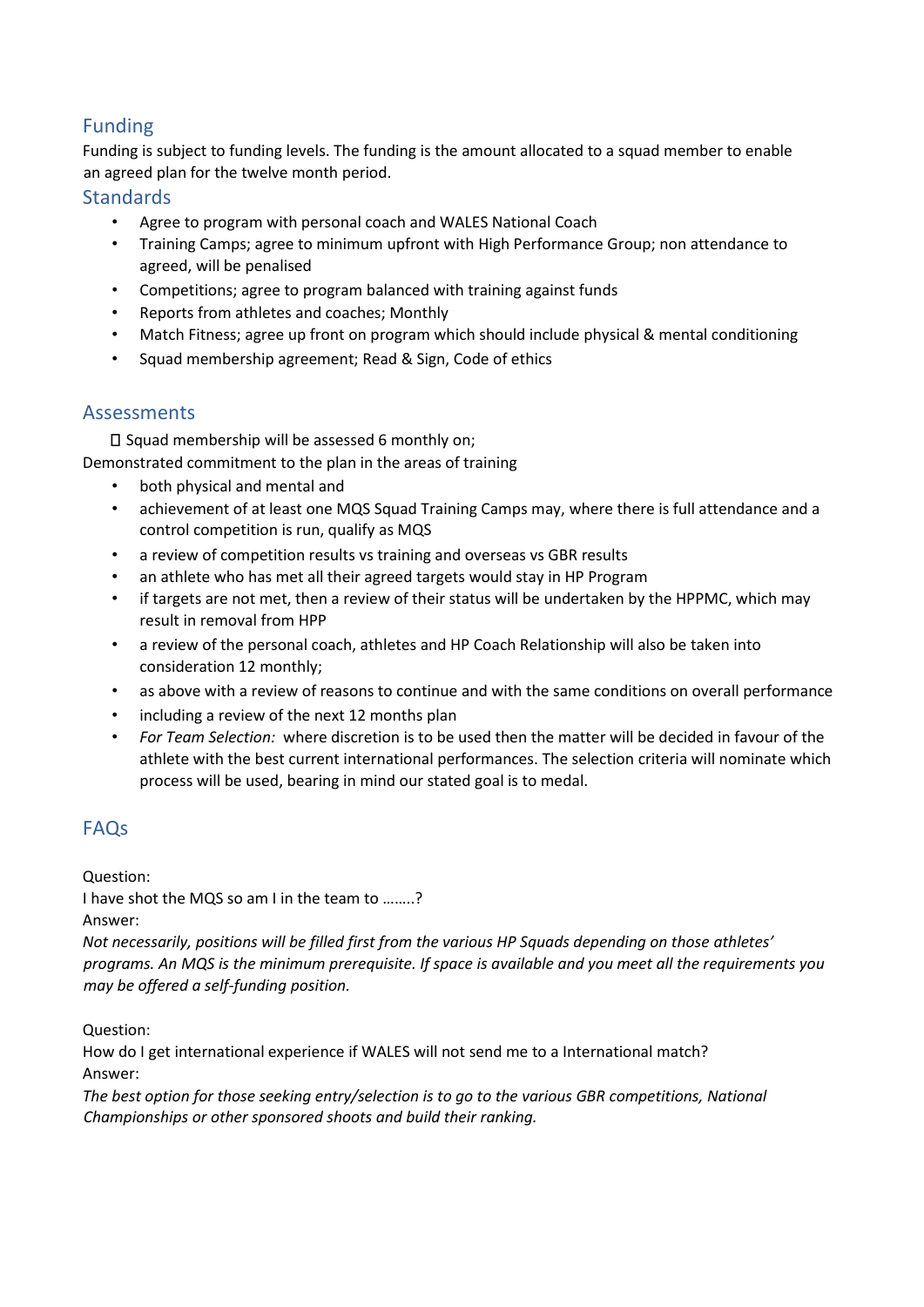## Funding

Funding is subject to funding levels. The funding is the amount allocated to a squad member to enable an agreed plan for the twelve month period.

## Standards

- Agree to program with personal coach and WALES National Coach
- Training Camps; agree to minimum upfront with High Performance Group; non attendance to agreed, will be penalised
- Competitions; agree to program balanced with training against funds
- Reports from athletes and coaches; Monthly
- Match Fitness; agree up front on program which should include physical & mental conditioning
- Squad membership agreement; Read & Sign, Code of ethics

## Assessments

 Squad membership will be assessed 6 monthly on;

Demonstrated commitment to the plan in the areas of training

- both physical and mental and
- achievement of at least one MQS Squad Training Camps may, where there is full attendance and a control competition is run, qualify as MQS
- a review of competition results vs training and overseas vs GBR results
- an athlete who has met all their agreed targets would stay in HP Program
- if targets are not met, then a review of their status will be undertaken by the HPPMC, which may result in removal from HPP
- a review of the personal coach, athletes and HP Coach Relationship will also be taken into consideration 12 monthly;
- as above with a review of reasons to continue and with the same conditions on overall performance
- including a review of the next 12 months plan
- *For Team Selection:* where discretion is to be used then the matter will be decided in favour of the athlete with the best current international performances. The selection criteria will nominate which process will be used, bearing in mind our stated goal is to medal.

## FAQs

Question:

I have shot the MQS so am I in the team to ……..?

Answer:

*Not necessarily, positions will be filled first from the various HP Squads depending on those athletes' programs. An MQS is the minimum prerequisite. If space is available and you meet all the requirements you may be offered a self-funding position.*

Question:

How do I get international experience if WALES will not send me to a International match?

Answer:

*The best option for those seeking entry/selection is to go to the various GBR competitions, National Championships or other sponsored shoots and build their ranking.*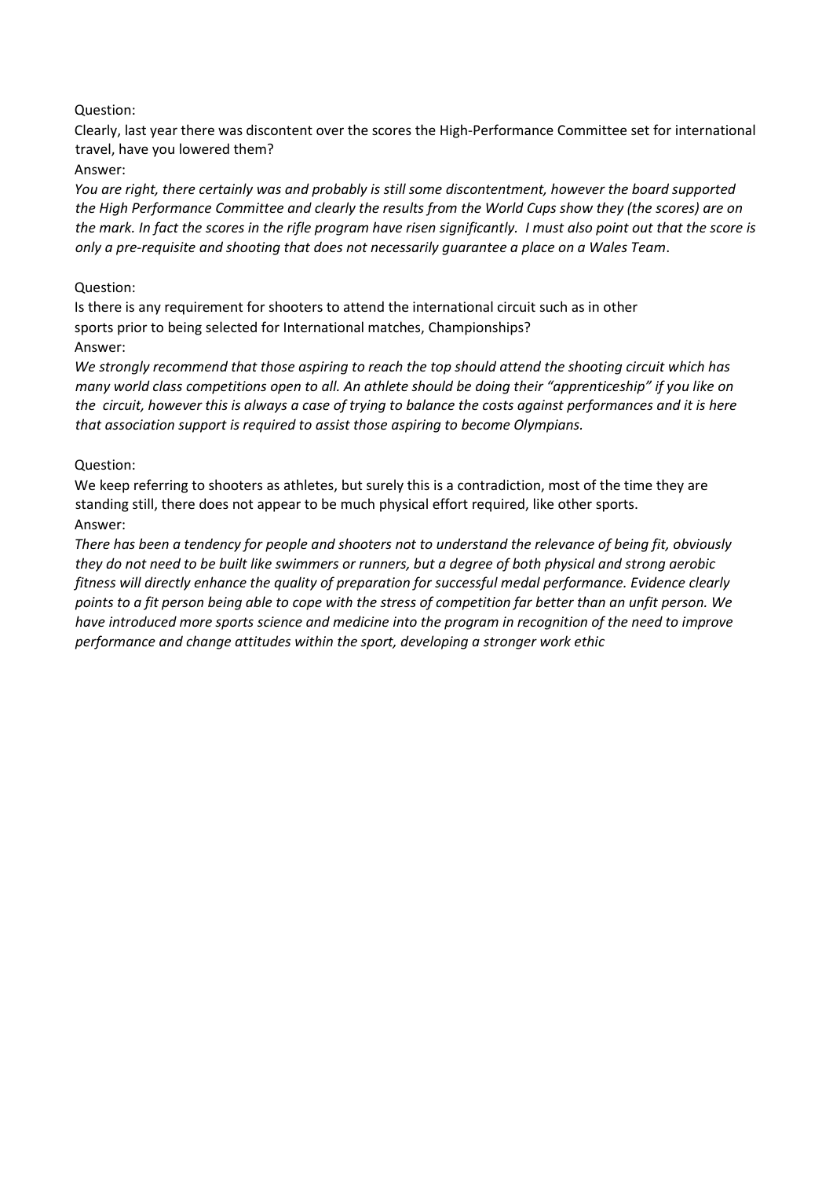Question:

Clearly, last year there was discontent over the scores the High-Performance Committee set for international travel, have you lowered them?

Answer:

*You are right, there certainly was and probably is still some discontentment, however the board supported the High Performance Committee and clearly the results from the World Cups show they (the scores) are on the mark. In fact the scores in the rifle program have risen significantly. I must also point out that the score is only a pre-requisite and shooting that does not necessarily guarantee a place on a Wales Team.*

Question:

Is there is any requirement for shooters to attend the international circuit such as in other sports prior to being selected for International matches, Championships?

Answer:

*We strongly recommend that those aspiring to reach the top should attend the shooting circuit which has many world class competitions open to all. An athlete should be doing their "apprenticeship" if you like on the circuit, however this is always a case of trying to balance the costs against performances and it is here that association support is required to assist those aspiring to become Olympians.*

Question:

We keep referring to shooters as athletes, but surely this is a contradiction, most of the time they are standing still, there does not appear to be much physical effort required, like other sports.

Answer:

*There has been a tendency for people and shooters not to understand the relevance of being fit, obviously they do not need to be built like swimmers or runners, but a degree of both physical and strong aerobic fitness will directly enhance the quality of preparation for successful medal performance. Evidence clearly points to a fit person being able to cope with the stress of competition far better than an unfit person. We have introduced more sports science and medicine into the program in recognition of the need to improve performance and change attitudes within the sport, developing a stronger work ethic*